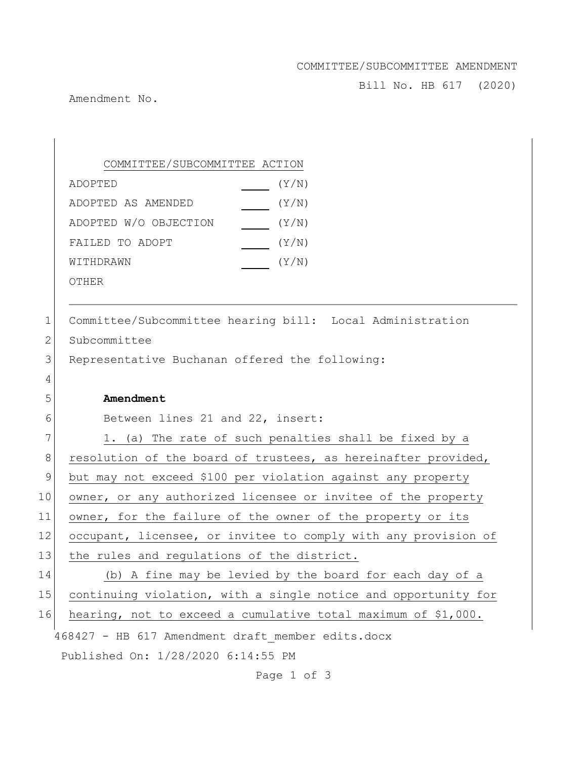COMMITTEE/SUBCOMMITTEE AMENDMENT

Bill No. HB 617 (2020)

Amendment No.

| COMMITTEE/SUBCOMMITTEE ACTION | |
|---|---|
| ADOPTED | ___ (Y/N) |
| ADOPTED AS AMENDED | ___ (Y/N) |
| ADOPTED W/O OBJECTION | ___ (Y/N) |
| FAILED TO ADOPT | ___ (Y/N) |
| WITHDRAWN | ___ (Y/N) |
| OTHER | |

---

1 Committee/Subcommittee hearing bill: Local Administration
2 Subcommittee
3 Representative Buchanan offered the following:
4
5 **Amendment**
6 Between lines 21 and 22, insert:
7 1. (a) The rate of such penalties shall be fixed by a
8 resolution of the board of trustees, as hereinafter provided,
9 but may not exceed $100 per violation against any property
10 owner, or any authorized licensee or invitee of the property
11 owner, for the failure of the owner of the property or its
12 occupant, licensee, or invitee to comply with any provision of
13 the rules and regulations of the district.
14 (b) A fine may be levied by the board for each day of a
15 continuing violation, with a single notice and opportunity for
16 hearing, not to exceed a cumulative total maximum of $1,000.

468427 - HB 617 Amendment draft_member edits.docx

Published On: 1/28/2020 6:14:55 PM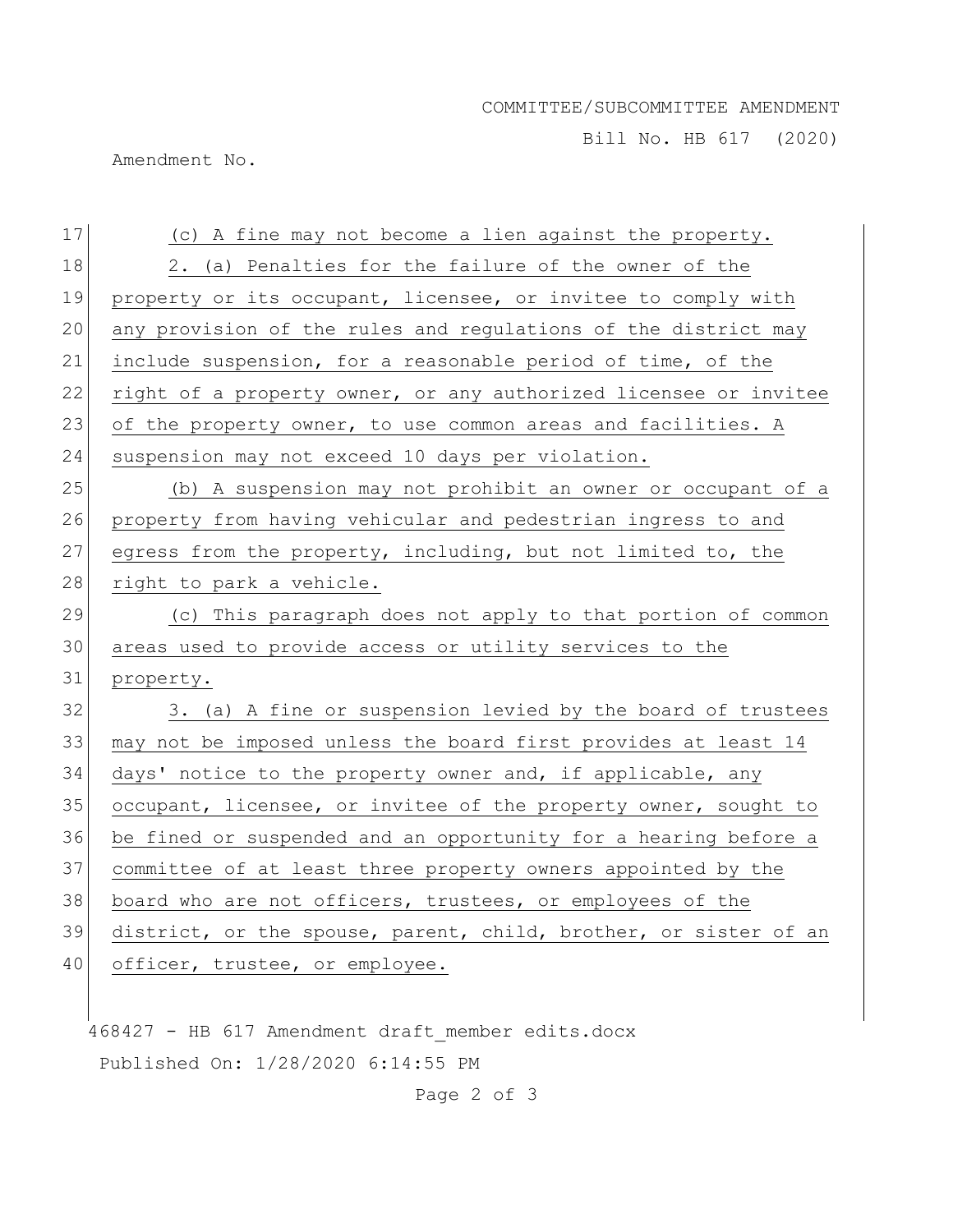(c) A fine may not become a lien against the property.

2. (a) Penalties for the failure of the owner of the property or its occupant, licensee, or invitee to comply with any provision of the rules and regulations of the district may include suspension, for a reasonable period of time, of the right of a property owner, or any authorized licensee or invitee of the property owner, to use common areas and facilities. A suspension may not exceed 10 days per violation.

(b) A suspension may not prohibit an owner or occupant of a property from having vehicular and pedestrian ingress to and egress from the property, including, but not limited to, the right to park a vehicle.

(c) This paragraph does not apply to that portion of common areas used to provide access or utility services to the property.

3. (a) A fine or suspension levied by the board of trustees may not be imposed unless the board first provides at least 14 days' notice to the property owner and, if applicable, any occupant, licensee, or invitee of the property owner, sought to be fined or suspended and an opportunity for a hearing before a committee of at least three property owners appointed by the board who are not officers, trustees, or employees of the district, or the spouse, parent, child, brother, or sister of an officer, trustee, or employee.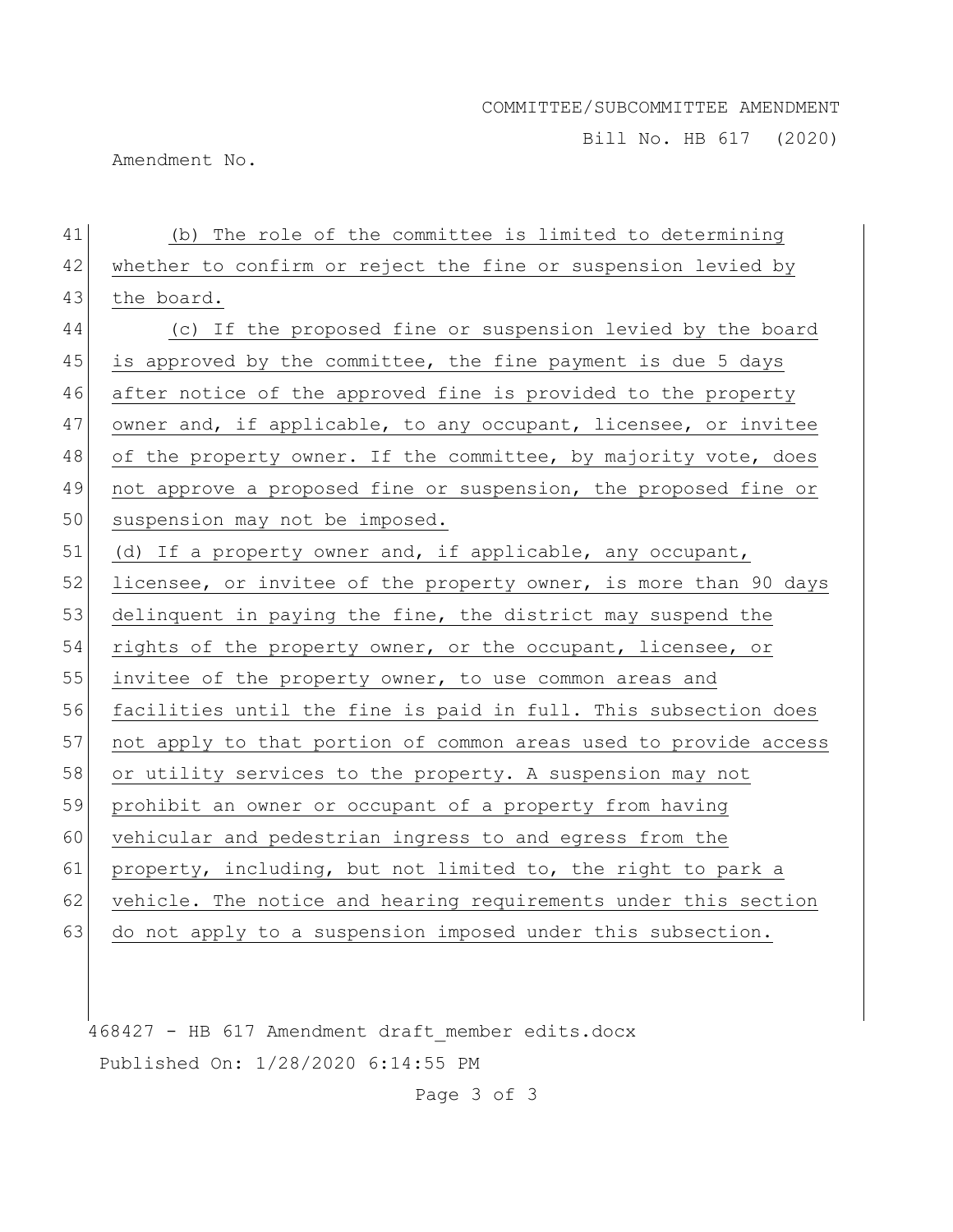(b) The role of the committee is limited to determining whether to confirm or reject the fine or suspension levied by the board.

(c) If the proposed fine or suspension levied by the board is approved by the committee, the fine payment is due 5 days after notice of the approved fine is provided to the property owner and, if applicable, to any occupant, licensee, or invitee of the property owner. If the committee, by majority vote, does not approve a proposed fine or suspension, the proposed fine or suspension may not be imposed.

(d) If a property owner and, if applicable, any occupant, licensee, or invitee of the property owner, is more than 90 days delinquent in paying the fine, the district may suspend the rights of the property owner, or the occupant, licensee, or invitee of the property owner, to use common areas and facilities until the fine is paid in full. This subsection does not apply to that portion of common areas used to provide access or utility services to the property. A suspension may not prohibit an owner or occupant of a property from having vehicular and pedestrian ingress to and egress from the property, including, but not limited to, the right to park a vehicle. The notice and hearing requirements under this section do not apply to a suspension imposed under this subsection.